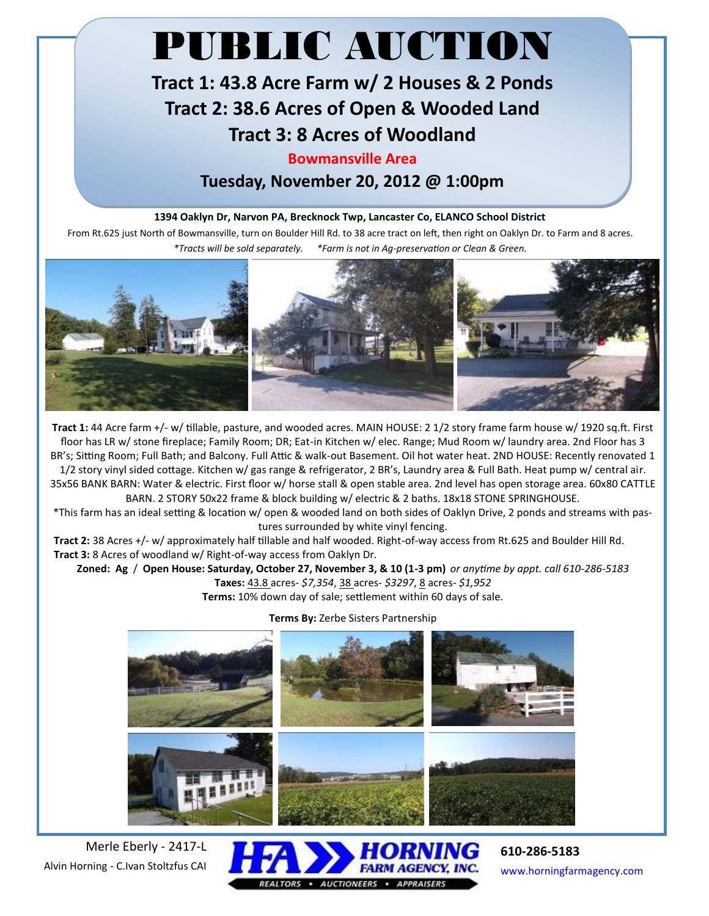# PUBLIC AUCTION

## Tract 1: 43.8 Acre Farm w/ 2 Houses & 2 Ponds
## Tract 2: 38.6 Acres of Open & Wooded Land
## Tract 3: 8 Acres of Woodland

**Bowmansville Area**

**Tuesday, November 20, 2012 @ 1:00pm**

**1394 Oaklyn Dr, Narvon PA, Brecknock Twp, Lancaster Co, ELANCO School District**

From Rt.625 just North of Bowmansville, turn on Boulder Hill Rd. to 38 acre tract on left, then right on Oaklyn Dr. to Farm and 8 acres.

*\*Tracts will be sold separately. \*Farm is not in Ag-preservation or Clean & Green.*

**Tract 1:** 44 Acre farm +/- w/ tillable, pasture, and wooded acres. MAIN HOUSE: 2 1/2 story frame farm house w/ 1920 sq.ft. First floor has LR w/ stone fireplace; Family Room; DR; Eat-in Kitchen w/ elec. Range; Mud Room w/ laundry area. 2nd Floor has 3 BR's; Sitting Room; Full Bath; and Balcony. Full Attic & walk-out Basement. Oil hot water heat. 2ND HOUSE: Recently renovated 1 1/2 story vinyl sided cottage. Kitchen w/ gas range & refrigerator, 2 BR's, Laundry area & Full Bath. Heat pump w/ central air. 35x56 BANK BARN: Water & electric. First floor w/ horse stall & open stable area. 2nd level has open storage area. 60x80 CATTLE BARN. 2 STORY 50x22 frame & block building w/ electric & 2 baths. 18x18 STONE SPRINGHOUSE.

\*This farm has an ideal setting & location w/ open & wooded land on both sides of Oaklyn Drive, 2 ponds and streams with pastures surrounded by white vinyl fencing.

**Tract 2:** 38 Acres +/- w/ approximately half tillable and half wooded. Right-of-way access from Rt.625 and Boulder Hill Rd.

**Tract 3:** 8 Acres of woodland w/ Right-of-way access from Oaklyn Dr.

**Zoned: Ag** / **Open House: Saturday, October 27, November 3, & 10 (1-3 pm)** *or anytime by appt. call 610-286-5183*

**Taxes:** 43.8 acres- *$7,354*, 38 acres- *$3297*, 8 acres- *$1,952*

**Terms:** 10% down day of sale; settlement within 60 days of sale.

**Terms By:** Zerbe Sisters Partnership

Merle Eberly - 2417-L
Alvin Horning - C.Ivan Stoltzfus CAI

HORNING FARM AGENCY, INC. — REALTORS • AUCTIONEERS • APPRAISERS

610-286-5183
www.horningfarmagency.com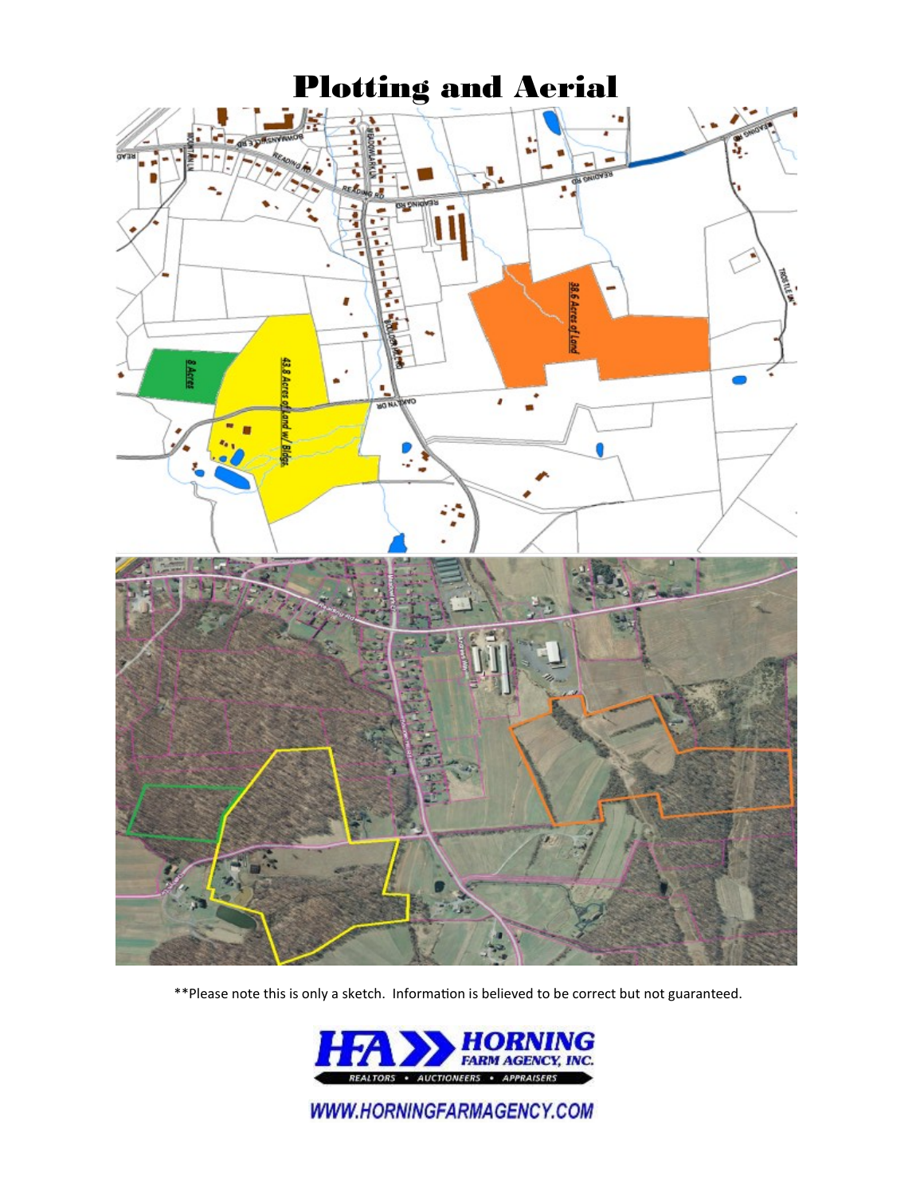# Plotting and Aerial

**Please note this is only a sketch. Information is believed to be correct but not guaranteed.

HFA HORNING FARM AGENCY, INC.

REALTORS • AUCTIONEERS • APPRAISERS

WWW.HORNINGFARMAGENCY.COM